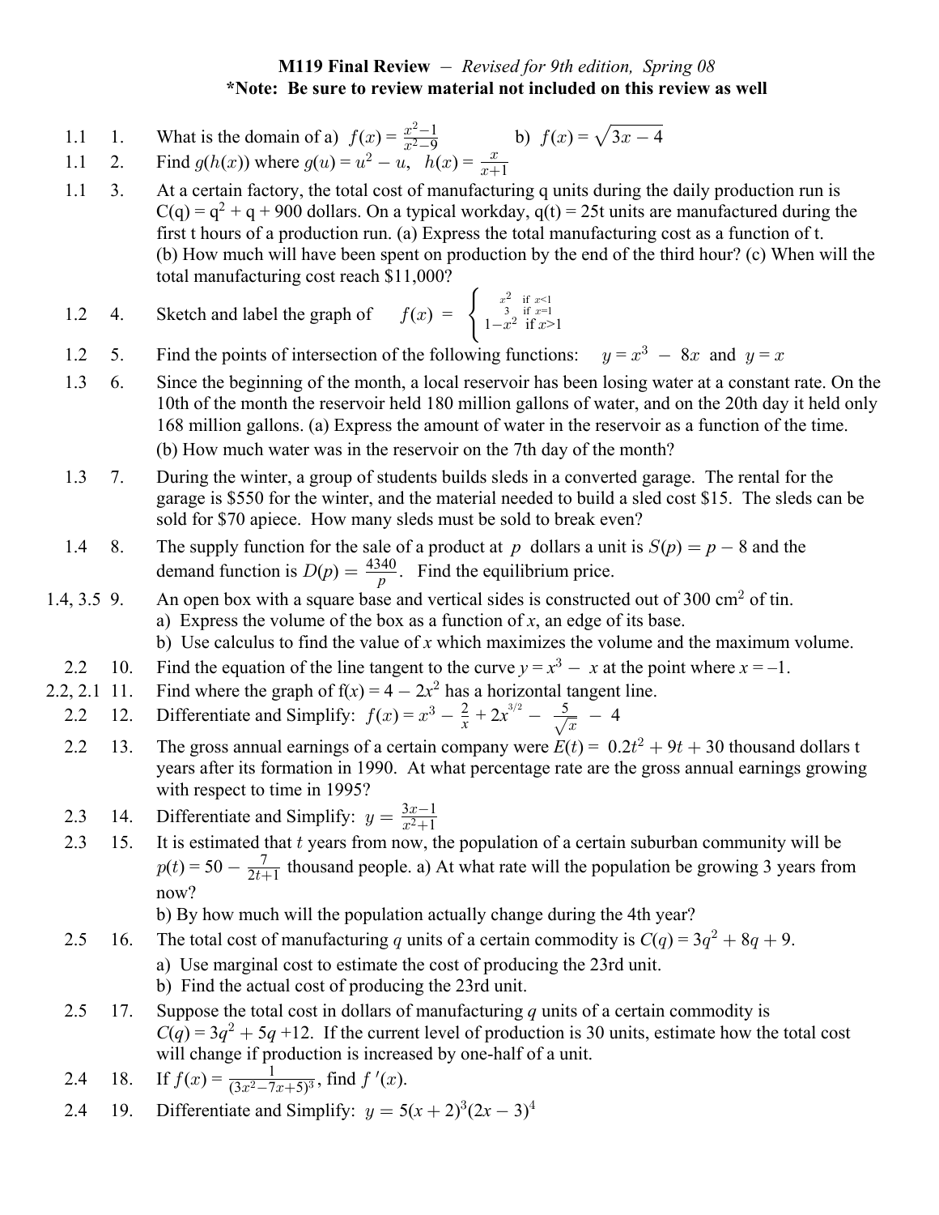**M119 Final Review** – *Revised for 9th edition, Spring 08*

**\*Note: Be sure to review material not included on this review as well**

1.1 1. What is the domain of a) $f(x) = \frac{x^2-1}{x^2-9}$ b) $f(x) = \sqrt{3x-4}$

1.1 2. Find $g(h(x))$ where $g(u) = u^2 - u$, $h(x) = \frac{x}{x+1}$

1.1 3. At a certain factory, the total cost of manufacturing q units during the daily production run is $C(q) = q^2 + q + 900$ dollars. On a typical workday, $q(t) = 25t$ units are manufactured during the first t hours of a production run. (a) Express the total manufacturing cost as a function of t. (b) How much will have been spent on production by the end of the third hour? (c) When will the total manufacturing cost reach $11,000?

1.2 4. Sketch and label the graph of $f(x) = \begin{cases} x^2 & \text{if } x<1 \\ 3 & \text{if } x=1 \\ 1-x^2 & \text{if } x>1 \end{cases}$

1.2 5. Find the points of intersection of the following functions: $y = x^3 - 8x$ and $y = x$

1.3 6. Since the beginning of the month, a local reservoir has been losing water at a constant rate. On the 10th of the month the reservoir held 180 million gallons of water, and on the 20th day it held only 168 million gallons. (a) Express the amount of water in the reservoir as a function of the time. (b) How much water was in the reservoir on the 7th day of the month?

1.3 7. During the winter, a group of students builds sleds in a converted garage. The rental for the garage is $550 for the winter, and the material needed to build a sled cost $15. The sleds can be sold for $70 apiece. How many sleds must be sold to break even?

1.4 8. The supply function for the sale of a product at $p$ dollars a unit is $S(p) = p - 8$ and the demand function is $D(p) = \frac{4340}{p}$. Find the equilibrium price.

1.4, 3.5 9. An open box with a square base and vertical sides is constructed out of 300 cm$^2$ of tin.
a) Express the volume of the box as a function of *x*, an edge of its base.
b) Use calculus to find the value of *x* which maximizes the volume and the maximum volume.

2.2 10. Find the equation of the line tangent to the curve $y = x^3 - x$ at the point where $x = -1$.

2.2, 2.1 11. Find where the graph of $f(x) = 4 - 2x^2$ has a horizontal tangent line.

2.2 12. Differentiate and Simplify: $f(x) = x^3 - \frac{2}{x} + 2x^{3/2} - \frac{5}{\sqrt{x}} - 4$

2.2 13. The gross annual earnings of a certain company were $E(t) = 0.2t^2 + 9t + 30$ thousand dollars t years after its formation in 1990. At what percentage rate are the gross annual earnings growing with respect to time in 1995?

2.3 14. Differentiate and Simplify: $y = \frac{3x-1}{x^2+1}$

2.3 15. It is estimated that $t$ years from now, the population of a certain suburban community will be $p(t) = 50 - \frac{7}{2t+1}$ thousand people. a) At what rate will the population be growing 3 years from now?
b) By how much will the population actually change during the 4th year?

2.5 16. The total cost of manufacturing $q$ units of a certain commodity is $C(q) = 3q^2 + 8q + 9$.
a) Use marginal cost to estimate the cost of producing the 23rd unit.
b) Find the actual cost of producing the 23rd unit.

2.5 17. Suppose the total cost in dollars of manufacturing $q$ units of a certain commodity is $C(q) = 3q^2 + 5q + 12$. If the current level of production is 30 units, estimate how the total cost will change if production is increased by one-half of a unit.

2.4 18. If $f(x) = \frac{1}{(3x^2-7x+5)^3}$, find $f'(x)$.

2.4 19. Differentiate and Simplify: $y = 5(x+2)^3(2x-3)^4$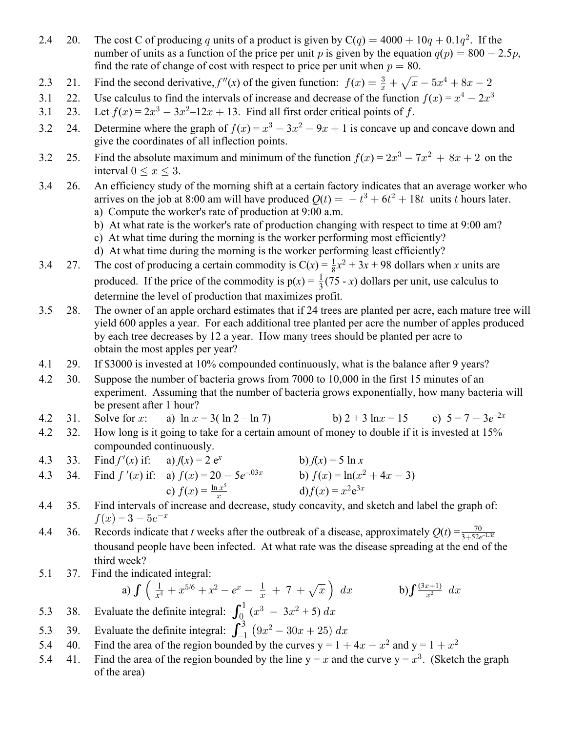2.4 20. The cost C of producing $q$ units of a product is given by $C(q) = 4000 + 10q + 0.1q^2$. If the number of units as a function of the price per unit $p$ is given by the equation $q(p) = 800 - 2.5p$, find the rate of change of cost with respect to price per unit when $p = 80$.

2.3 21. Find the second derivative, $f''(x)$ of the given function: $f(x) = \frac{3}{x} + \sqrt{x} - 5x^4 + 8x - 2$

3.1 22. Use calculus to find the intervals of increase and decrease of the function $f(x) = x^4 - 2x^3$

3.1 23. Let $f(x) = 2x^3 - 3x^2 - 12x + 13$. Find all first order critical points of $f$.

3.2 24. Determine where the graph of $f(x) = x^3 - 3x^2 - 9x + 1$ is concave up and concave down and give the coordinates of all inflection points.

3.2 25. Find the absolute maximum and minimum of the function $f(x) = 2x^3 - 7x^2 + 8x + 2$ on the interval $0 \leq x \leq 3$.

3.4 26. An efficiency study of the morning shift at a certain factory indicates that an average worker who arrives on the job at 8:00 am will have produced $Q(t) = -t^3 + 6t^2 + 18t$ units $t$ hours later.
a) Compute the worker's rate of production at 9:00 a.m.
b) At what rate is the worker's rate of production changing with respect to time at 9:00 am?
c) At what time during the morning is the worker performing most efficiently?
d) At what time during the morning is the worker performing least efficiently?

3.4 27. The cost of producing a certain commodity is $C(x) = \frac{1}{8}x^2 + 3x + 98$ dollars when $x$ units are produced. If the price of the commodity is $p(x) = \frac{1}{3}(75 - x)$ dollars per unit, use calculus to determine the level of production that maximizes profit.

3.5 28. The owner of an apple orchard estimates that if 24 trees are planted per acre, each mature tree will yield 600 apples a year. For each additional tree planted per acre the number of apples produced by each tree decreases by 12 a year. How many trees should be planted per acre to obtain the most apples per year?

4.1 29. If $3000 is invested at 10% compounded continuously, what is the balance after 9 years?

4.2 30. Suppose the number of bacteria grows from 7000 to 10,000 in the first 15 minutes of an experiment. Assuming that the number of bacteria grows exponentially, how many bacteria will be present after 1 hour?

4.2 31. Solve for $x$: a) $\ln x = 3(\ln 2 - \ln 7)$ b) $2 + 3\ln x = 15$ c) $5 = 7 - 3e^{-2x}$

4.2 32. How long is it going to take for a certain amount of money to double if it is invested at 15% compounded continuously.

4.3 33. Find $f'(x)$ if: a) $f(x) = 2e^x$ b) $f(x) = 5\ln x$

4.3 34. Find $f'(x)$ if: a) $f(x) = 20 - 5e^{-.03x}$ b) $f(x) = \ln(x^2 + 4x - 3)$
c) $f(x) = \frac{\ln x^5}{x}$ d) $f(x) = x^2e^{3x}$

4.4 35. Find intervals of increase and decrease, study concavity, and sketch and label the graph of: $f(x) = 3 - 5e^{-x}$

4.4 36. Records indicate that $t$ weeks after the outbreak of a disease, approximately $Q(t) = \frac{70}{3+52e^{-1.3t}}$ thousand people have been infected. At what rate was the disease spreading at the end of the third week?

5.1 37. Find the indicated integral:
a) $\int \left( \frac{1}{x^4} + x^{5/6} + x^2 - e^x - \frac{1}{x} + 7 + \sqrt{x} \right) dx$ b) $\int \frac{(3x+1)}{x^2}\, dx$

5.3 38. Evaluate the definite integral: $\int_0^1 (x^3 - 3x^2 + 5)\, dx$

5.3 39. Evaluate the definite integral: $\int_{-1}^3 (9x^2 - 30x + 25)\, dx$

5.4 40. Find the area of the region bounded by the curves $y = 1 + 4x - x^2$ and $y = 1 + x^2$

5.4 41. Find the area of the region bounded by the line $y = x$ and the curve $y = x^3$. (Sketch the graph of the area)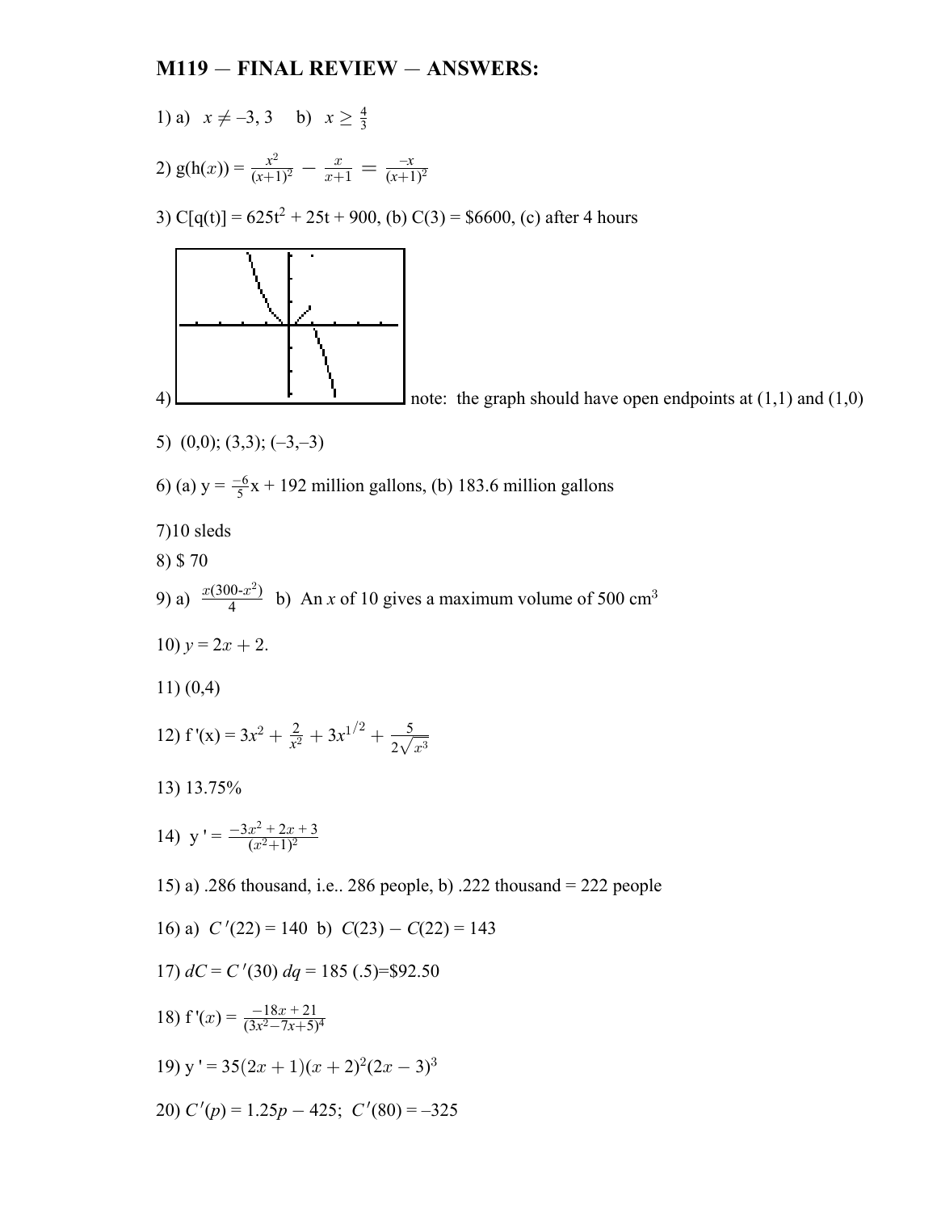# M119 — FINAL REVIEW — ANSWERS:

1) a) $x \neq -3, 3$ b) $x \geq \frac{4}{3}$

2) g(h($x$)) = $\frac{x^2}{(x+1)^2} - \frac{x}{x+1} = \frac{-x}{(x+1)^2}$

3) C[q(t)] = $625t^2 + 25t + 900$, (b) C(3) = \$6600, (c) after 4 hours

4) note: the graph should have open endpoints at (1,1) and (1,0)

5) (0,0); (3,3); (–3,–3)

6) (a) y = $\frac{-6}{5}$x + 192 million gallons, (b) 183.6 million gallons

7)10 sleds

8) \$ 70

9) a) $\frac{x(300\text{-}x^2)}{4}$ b) An $x$ of 10 gives a maximum volume of 500 cm$^3$

10) $y = 2x + 2$.

11) (0,4)

12) f '(x) = $3x^2 + \frac{2}{x^2} + 3x^{1/2} + \frac{5}{2\sqrt{x^3}}$

13) 13.75%

14) y ' = $\frac{-3x^2+2x+3}{(x^2+1)^2}$

15) a) .286 thousand, i.e.. 286 people, b) .222 thousand = 222 people

16) a) $C'(22) = 140$ b) $C(23) - C(22) = 143$

17) $dC = C'(30)\ dq$ = 185 (.5)=\$92.50

18) f '($x$) = $\frac{-18x+21}{(3x^2-7x+5)^4}$

19) y ' = $35(2x+1)(x+2)^2(2x-3)^3$

20) $C'(p) = 1.25p - 425$; $C'(80) = -325$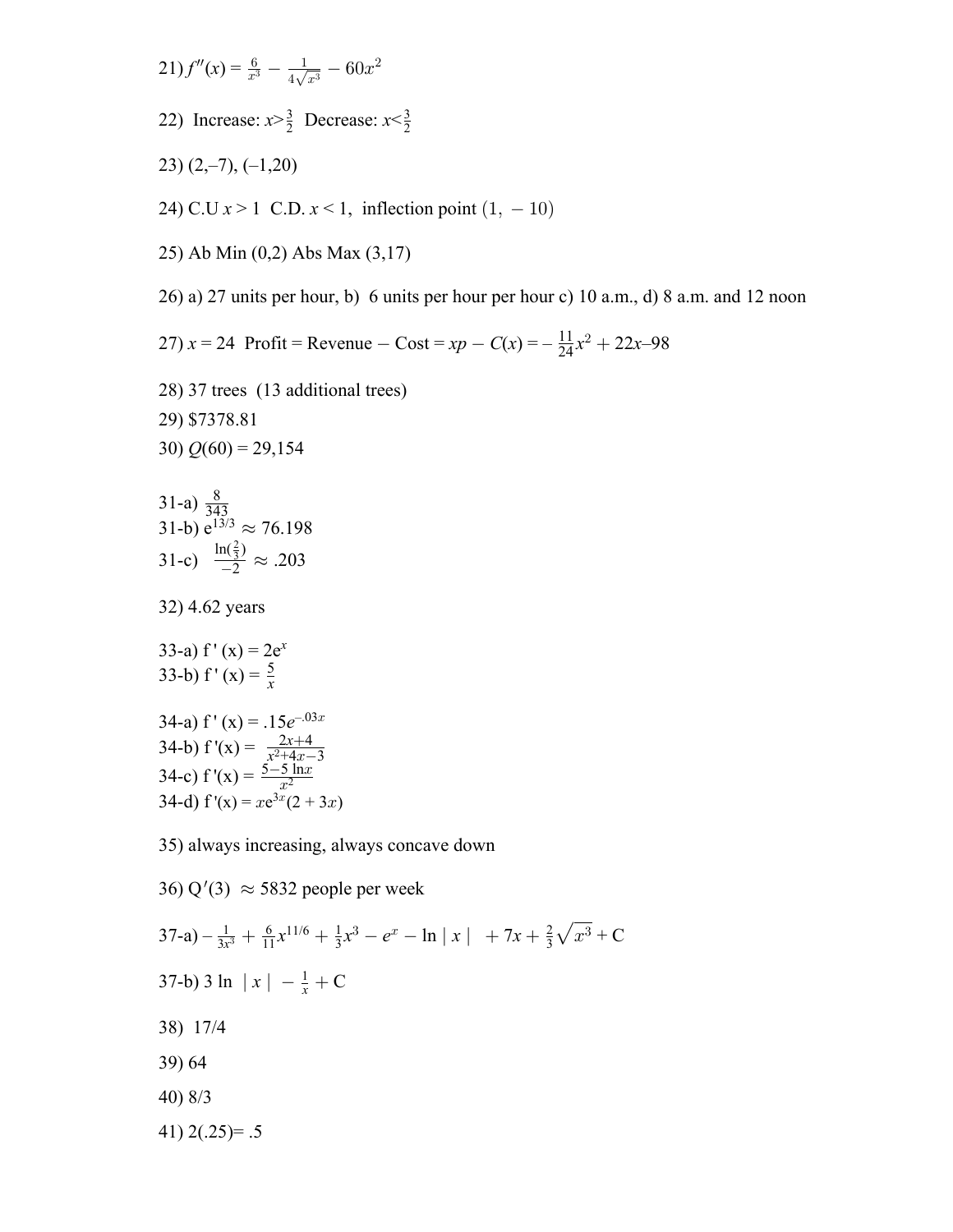21) $f''(x) = \frac{6}{x^3} - \frac{1}{4\sqrt{x^3}} - 60x^2$

22) Increase: $x > \frac{3}{2}$ Decrease: $x < \frac{3}{2}$

23) (2,–7), (–1,20)

24) C.U $x > 1$ C.D. $x < 1$, inflection point $(1, -10)$

25) Ab Min (0,2) Abs Max (3,17)

26) a) 27 units per hour, b) 6 units per hour per hour c) 10 a.m., d) 8 a.m. and 12 noon

27) $x = 24$ Profit = Revenue $-$ Cost = $xp - C(x) = -\frac{11}{24}x^2 + 22x - 98$

28) 37 trees (13 additional trees)

29) $7378.81

30) $Q(60) = 29{,}154$

31-a) $\frac{8}{343}$

31-b) $e^{13/3} \approx 76.198$

31-c) $\frac{\ln(\frac{2}{3})}{-2} \approx .203$

32) 4.62 years

33-a) $f'(x) = 2e^x$

33-b) $f'(x) = \frac{5}{x}$

34-a) $f'(x) = .15e^{-.03x}$

34-b) $f'(x) = \frac{2x+4}{x^2+4x-3}$

34-c) $f'(x) = \frac{5-5\ln x}{x^2}$

34-d) $f'(x) = xe^{3x}(2 + 3x)$

35) always increasing, always concave down

36) $Q'(3) \approx 5832$ people per week

37-a) $-\frac{1}{3x^3} + \frac{6}{11}x^{11/6} + \frac{1}{3}x^3 - e^x - \ln|x| + 7x + \frac{2}{3}\sqrt{x^3} + C$

37-b) $3\ln|x| - \frac{1}{x} + C$

38) 17/4

39) 64

40) 8/3

41) 2(.25)= .5